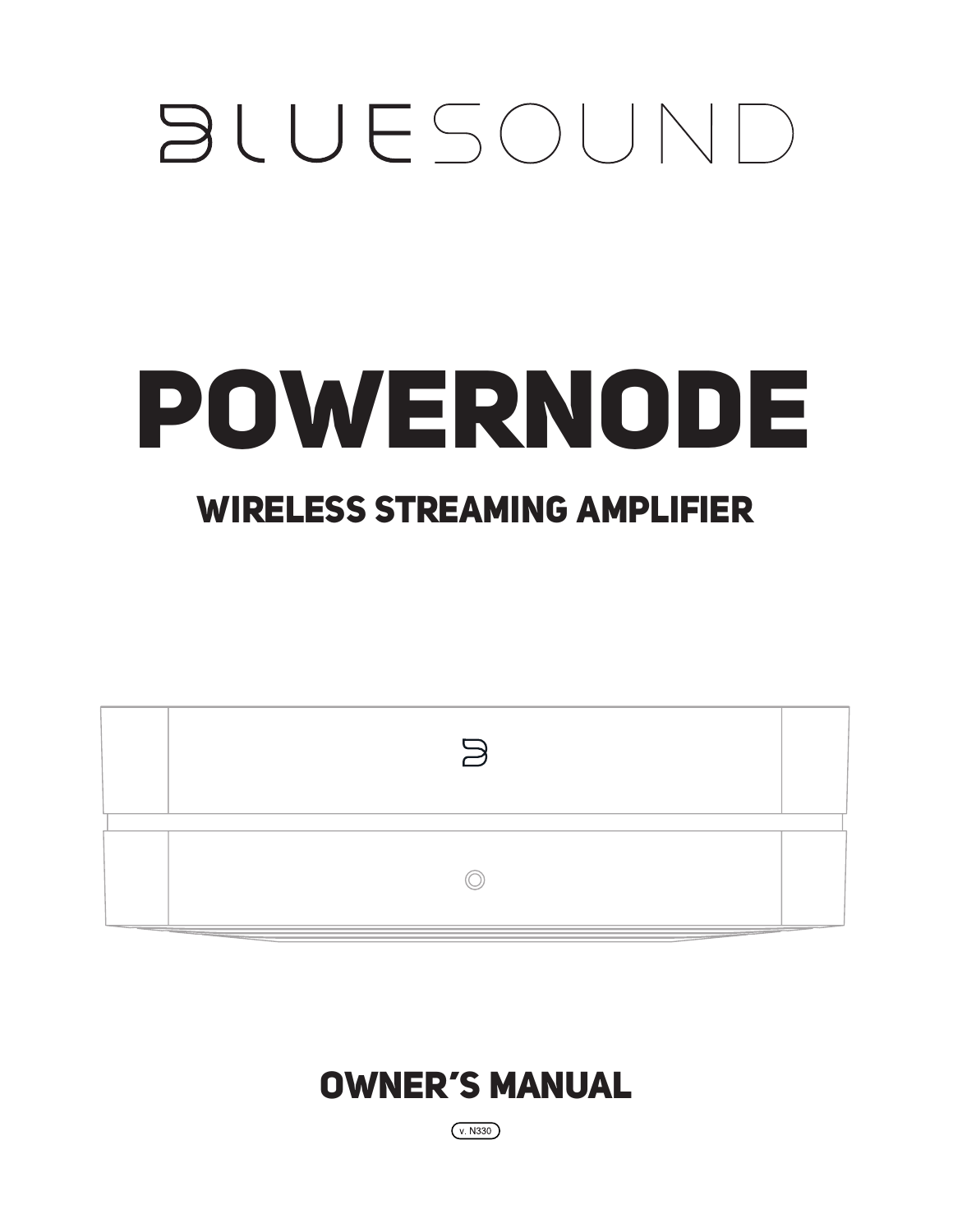# BLUESOUND

# POWERNODE

## WIRELESS STREAMING AMPLIFIER

## OWNER'S MANUAL

v. N330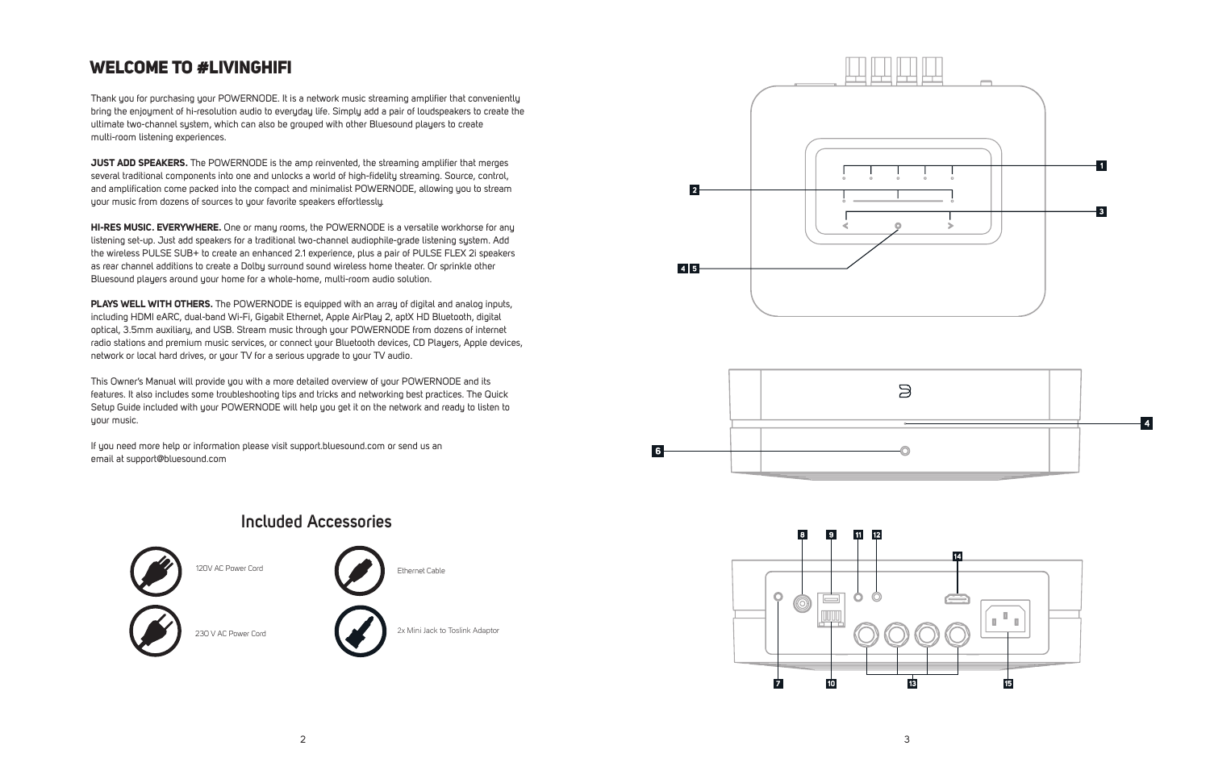# WELCOME TO #LIVINGHIFI

Thank you for purchasing your POWERNODE. It is a network music streaming amplifier that conveniently bring the enjoyment of hi-resolution audio to everyday life. Simply add a pair of loudspeakers to create the ultimate two-channel system, which can also be grouped with other Bluesound players to create multi-room listening experiences.

**JUST ADD SPEAKERS.** The POWERNODE is the amp reinvented, the streaming amplifier that merges several traditional components into one and unlocks a world of high-fidelity streaming. Source, control, and amplification come packed into the compact and minimalist POWERNODE, allowing you to stream your music from dozens of sources to your favorite speakers effortlessly.

**HI-RES MUSIC. EVERYWHERE.** One or many rooms, the POWERNODE is a versatile workhorse for any listening set-up. Just add speakers for a traditional two-channel audiophile-grade listening system. Add the wireless PULSE SUB+ to create an enhanced 2.1 experience, plus a pair of PULSE FLEX 2i speakers as rear channel additions to create a Dolby surround sound wireless home theater. Or sprinkle other Bluesound players around your home for a whole-home, multi-room audio solution.

**PLAYS WELL WITH OTHERS.** The POWERNODE is equipped with an array of digital and analog inputs, including HDMI eARC, dual-band Wi-Fi, Gigabit Ethernet, Apple AirPlay 2, aptX HD Bluetooth, digital optical, 3.5mm auxiliary, and USB. Stream music through your POWERNODE from dozens of internet radio stations and premium music services, or connect your Bluetooth devices, CD Players, Apple devices, network or local hard drives, or your TV for a serious upgrade to your TV audio.

This Owner's Manual will provide you with a more detailed overview of your POWERNODE and its features. It also includes some troubleshooting tips and tricks and networking best practices. The Quick Setup Guide included with your POWERNODE will help you get it on the network and ready to listen to your music.

If you need more help or information please visit support.bluesound.com or send us an email at support@bluesound.com

## Included Accessories

- 120V AC Power Cord
- 230 V AC Power Cord
- Ethernet Cable
- 2x Mini Jack to Toslink Adaptor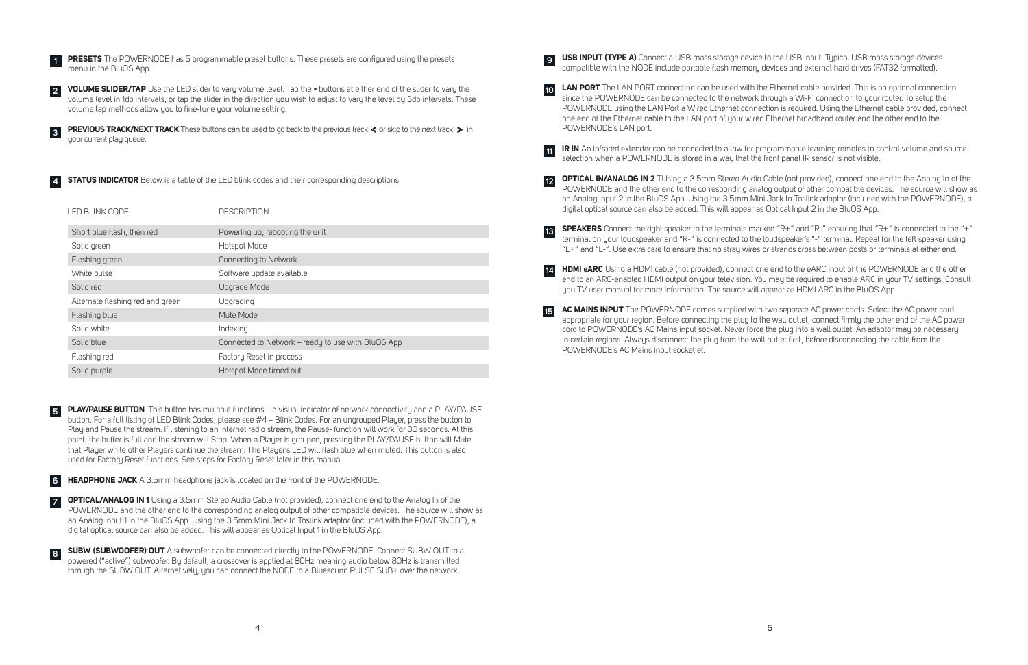**1** **PRESETS** The POWERNODE has 5 programmable preset buttons. These presets are configured using the presets menu in the BluOS App.

**2** **VOLUME SLIDER/TAP** Use the LED slider to vary volume level. Tap the • buttons at either end of the slider to vary the volume level in 1db intervals, or tap the slider in the direction you wish to adjust to vary the level by 3db intervals. These volume tap methods allow you to fine-tune your volume setting.

**3** **PREVIOUS TRACK/NEXT TRACK** These buttons can be used to go back to the previous track ❮ or skip to the next track ❯ in your current play queue.

**4** **STATUS INDICATOR** Below is a table of the LED blink codes and their corresponding descriptions

| LED BLINK CODE | DESCRIPTION |
|---|---|
| Short blue flash, then red | Powering up, rebooting the unit |
| Solid green | Hotspot Mode |
| Flashing green | Connecting to Network |
| White pulse | Software update available |
| Solid red | Upgrade Mode |
| Alternate flashing red and green | Upgrading |
| Flashing blue | Mute Mode |
| Solid white | Indexing |
| Solid blue | Connected to Network – ready to use with BluOS App |
| Flashing red | Factory Reset in process |
| Solid purple | Hotspot Mode timed out |

**5** **PLAY/PAUSE BUTTON** This button has multiple functions – a visual indicator of network connectivity and a PLAY/PAUSE button. For a full listing of LED Blink Codes, please see #4 – Blink Codes. For an ungrouped Player, press the button to Play and Pause the stream. If listening to an internet radio stream, the Pause- function will work for 30 seconds. At this point, the buffer is full and the stream will Stop. When a Player is grouped, pressing the PLAY/PAUSE button will Mute that Player while other Players continue the stream. The Player's LED will flash blue when muted. This button is also used for Factory Reset functions. See steps for Factory Reset later in this manual.

**6** **HEADPHONE JACK** A 3.5mm headphone jack is located on the front of the POWERNODE.

**7** **OPTICAL/ANALOG IN 1** Using a 3.5mm Stereo Audio Cable (not provided), connect one end to the Analog In of the POWERNODE and the other end to the corresponding analog output of other compatible devices. The source will show as an Analog Input 1 in the BluOS App. Using the 3.5mm Mini Jack to Toslink adaptor (included with the POWERNODE), a digital optical source can also be added. This will appear as Optical Input 1 in the BluOS App.

**8** **SUBW (SUBWOOFER) OUT** A subwoofer can be connected directly to the POWERNODE. Connect SUBW OUT to a powered ("active") subwoofer. By default, a crossover is applied at 80Hz meaning audio below 80Hz is transmitted through the SUBW OUT. Alternatively, you can connect the NODE to a Bluesound PULSE SUB+ over the network.

**9** **USB INPUT (TYPE A)** Connect a USB mass storage device to the USB input. Typical USB mass storage devices compatible with the NODE include portable flash memory devices and external hard drives (FAT32 formatted).

**10** **LAN PORT** The LAN PORT connection can be used with the Ethernet cable provided. This is an optional connection since the POWERNODE can be connected to the network through a Wi-Fi connection to your router. To setup the POWERNODE using the LAN Port a Wired Ethernet connection is required. Using the Ethernet cable provided, connect one end of the Ethernet cable to the LAN port of your wired Ethernet broadband router and the other end to the POWERNODE's LAN port.

**11** **IR IN** An infrared extender can be connected to allow for programmable learning remotes to control volume and source selection when a POWERNODE is stored in a way that the front panel IR sensor is not visible.

**12** **OPTICAL IN/ANALOG IN 2** TUsing a 3.5mm Stereo Audio Cable (not provided), connect one end to the Analog In of the POWERNODE and the other end to the corresponding analog output of other compatible devices. The source will show as an Analog Input 2 in the BluOS App. Using the 3.5mm Mini Jack to Toslink adaptor (included with the POWERNODE), a digital optical source can also be added. This will appear as Optical Input 2 in the BluOS App.

**13** **SPEAKERS** Connect the right speaker to the terminals marked "R+" and "R-" ensuring that "R+" is connected to the "+" terminal on your loudspeaker and "R-" is connected to the loudspeaker's "-" terminal. Repeat for the left speaker using "L+" and "L-". Use extra care to ensure that no stray wires or strands cross between posts or terminals at either end.

**14** **HDMI eARC** Using a HDMI cable (not provided), connect one end to the eARC input of the POWERNODE and the other end to an ARC-enabled HDMI output on your television. You may be required to enable ARC in your TV settings. Consult you TV user manual for more information. The source will appear as HDMI ARC in the BluOS App

**15** **AC MAINS INPUT** The POWERNODE comes supplied with two separate AC power cords. Select the AC power cord appropriate for your region. Before connecting the plug to the wall outlet, connect firmly the other end of the AC power cord to POWERNODE's AC Mains input socket. Never force the plug into a wall outlet. An adaptor may be necessary in certain regions. Always disconnect the plug from the wall outlet first, before disconnecting the cable from the POWERNODE's AC Mains input socket.et.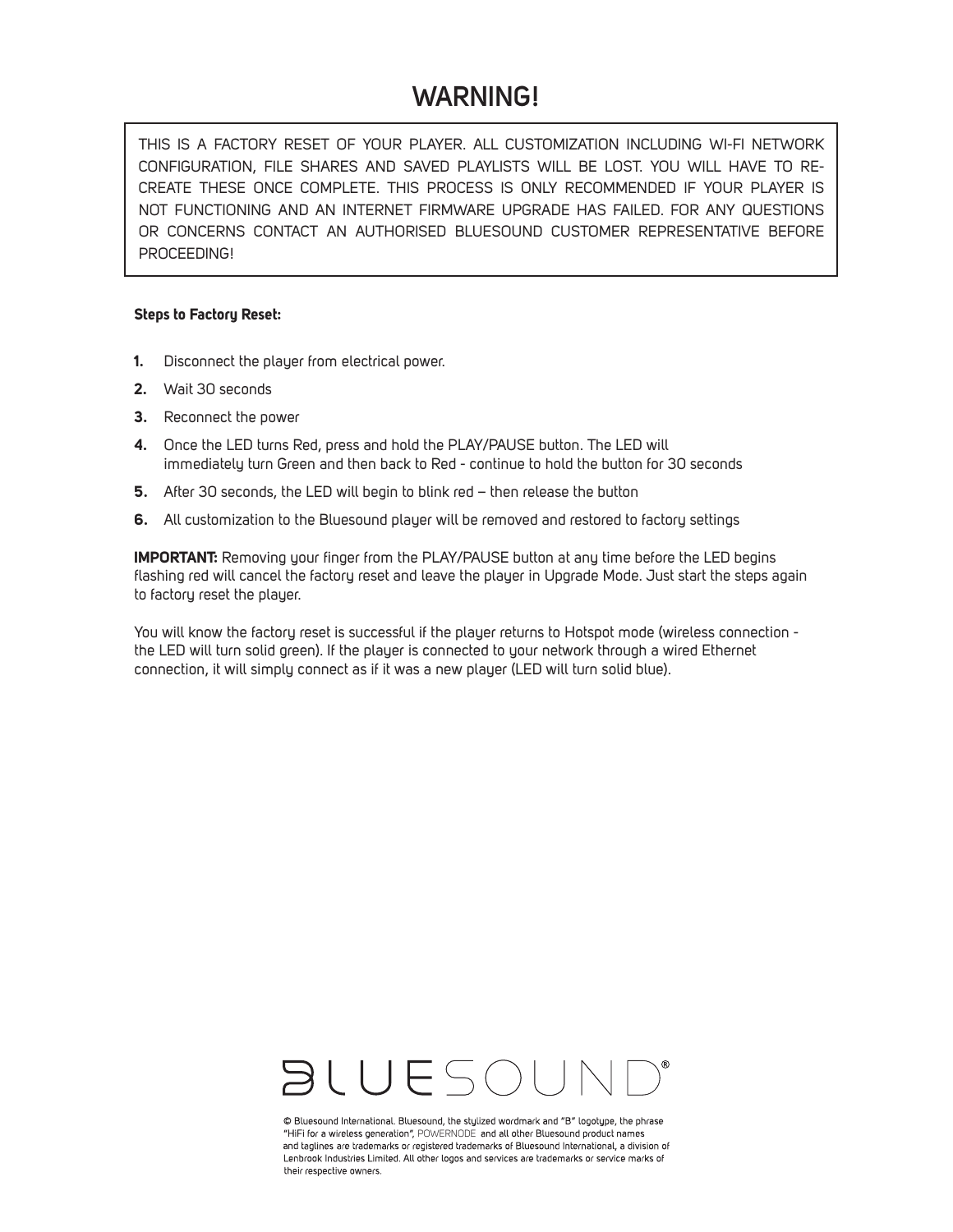# WARNING!

THIS IS A FACTORY RESET OF YOUR PLAYER. ALL CUSTOMIZATION INCLUDING WI-FI NETWORK CONFIGURATION, FILE SHARES AND SAVED PLAYLISTS WILL BE LOST. YOU WILL HAVE TO RE-CREATE THESE ONCE COMPLETE. THIS PROCESS IS ONLY RECOMMENDED IF YOUR PLAYER IS NOT FUNCTIONING AND AN INTERNET FIRMWARE UPGRADE HAS FAILED. FOR ANY QUESTIONS OR CONCERNS CONTACT AN AUTHORISED BLUESOUND CUSTOMER REPRESENTATIVE BEFORE PROCEEDING!

**Steps to Factory Reset:**

1. Disconnect the player from electrical power.
2. Wait 30 seconds
3. Reconnect the power
4. Once the LED turns Red, press and hold the PLAY/PAUSE button. The LED will immediately turn Green and then back to Red - continue to hold the button for 30 seconds
5. After 30 seconds, the LED will begin to blink red – then release the button
6. All customization to the Bluesound player will be removed and restored to factory settings

**IMPORTANT:** Removing your finger from the PLAY/PAUSE button at any time before the LED begins flashing red will cancel the factory reset and leave the player in Upgrade Mode. Just start the steps again to factory reset the player.

You will know the factory reset is successful if the player returns to Hotspot mode (wireless connection - the LED will turn solid green). If the player is connected to your network through a wired Ethernet connection, it will simply connect as if it was a new player (LED will turn solid blue).

BLUESOUND®

© Bluesound International. Bluesound, the stylized wordmark and "B" logotype, the phrase "HiFi for a wireless generation", POWERNODE and all other Bluesound product names and taglines are trademarks or registered trademarks of Bluesound International, a division of Lenbrook Industries Limited. All other logos and services are trademarks or service marks of their respective owners.